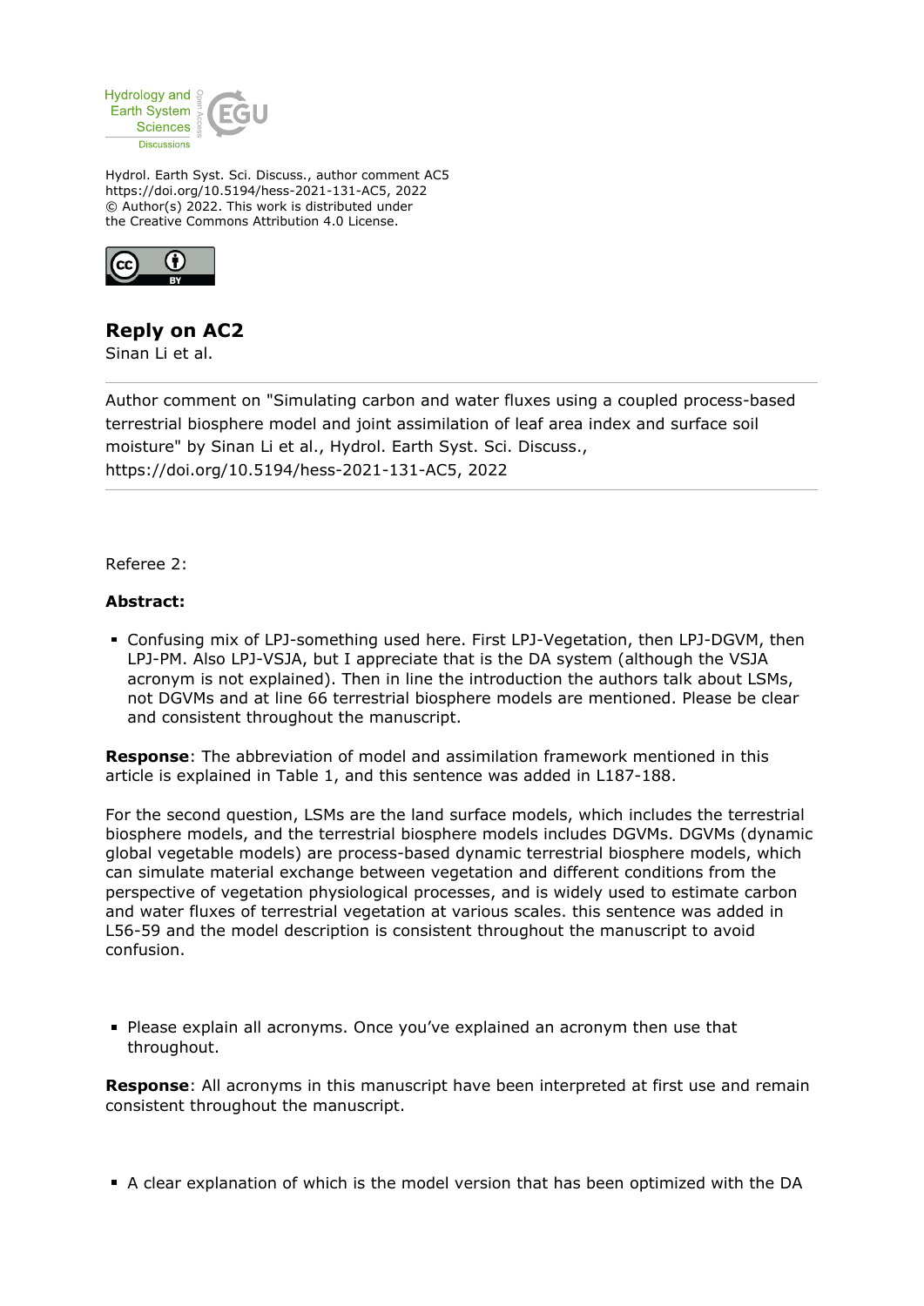Hydrol. Earth Syst. Sci. Discuss., author comment AC5
https://doi.org/10.5194/hess-2021-131-AC5, 2022
© Author(s) 2022. This work is distributed under
the Creative Commons Attribution 4.0 License.

## Reply on AC2

Sinan Li et al.

Author comment on "Simulating carbon and water fluxes using a coupled process-based terrestrial biosphere model and joint assimilation of leaf area index and surface soil moisture" by Sinan Li et al., Hydrol. Earth Syst. Sci. Discuss., https://doi.org/10.5194/hess-2021-131-AC5, 2022

---

Referee 2:

**Abstract:**

- Confusing mix of LPJ-something used here. First LPJ-Vegetation, then LPJ-DGVM, then LPJ-PM. Also LPJ-VSJA, but I appreciate that is the DA system (although the VSJA acronym is not explained). Then in line the introduction the authors talk about LSMs, not DGVMs and at line 66 terrestrial biosphere models are mentioned. Please be clear and consistent throughout the manuscript.

**Response**: The abbreviation of model and assimilation framework mentioned in this article is explained in Table 1, and this sentence was added in L187-188.

For the second question, LSMs are the land surface models, which includes the terrestrial biosphere models, and the terrestrial biosphere models includes DGVMs. DGVMs (dynamic global vegetable models) are process-based dynamic terrestrial biosphere models, which can simulate material exchange between vegetation and different conditions from the perspective of vegetation physiological processes, and is widely used to estimate carbon and water fluxes of terrestrial vegetation at various scales. this sentence was added in L56-59 and the model description is consistent throughout the manuscript to avoid confusion.

- Please explain all acronyms. Once you've explained an acronym then use that throughout.

**Response**: All acronyms in this manuscript have been interpreted at first use and remain consistent throughout the manuscript.

- A clear explanation of which is the model version that has been optimized with the DA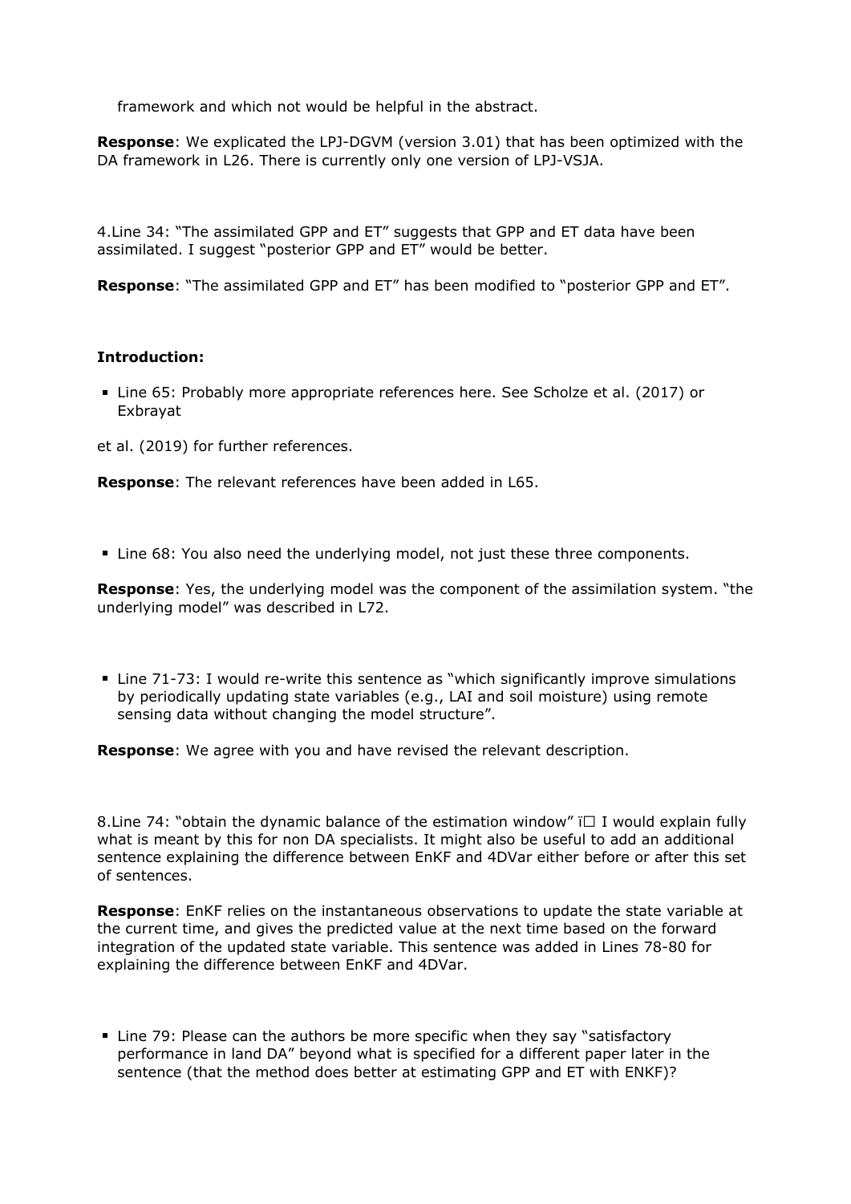framework and which not would be helpful in the abstract.

**Response**: We explicated the LPJ-DGVM (version 3.01) that has been optimized with the DA framework in L26. There is currently only one version of LPJ-VSJA.

4.Line 34: "The assimilated GPP and ET" suggests that GPP and ET data have been assimilated. I suggest "posterior GPP and ET" would be better.

**Response**: "The assimilated GPP and ET" has been modified to "posterior GPP and ET".

**Introduction:**

- Line 65: Probably more appropriate references here. See Scholze et al. (2017) or Exbrayat

et al. (2019) for further references.

**Response**: The relevant references have been added in L65.

- Line 68: You also need the underlying model, not just these three components.

**Response**: Yes, the underlying model was the component of the assimilation system. "the underlying model" was described in L72.

- Line 71-73: I would re-write this sentence as "which significantly improve simulations by periodically updating state variables (e.g., LAI and soil moisture) using remote sensing data without changing the model structure".

**Response**: We agree with you and have revised the relevant description.

8.Line 74: "obtain the dynamic balance of the estimation window" ï I would explain fully what is meant by this for non DA specialists. It might also be useful to add an additional sentence explaining the difference between EnKF and 4DVar either before or after this set of sentences.

**Response**: EnKF relies on the instantaneous observations to update the state variable at the current time, and gives the predicted value at the next time based on the forward integration of the updated state variable. This sentence was added in Lines 78-80 for explaining the difference between EnKF and 4DVar.

- Line 79: Please can the authors be more specific when they say "satisfactory performance in land DA" beyond what is specified for a different paper later in the sentence (that the method does better at estimating GPP and ET with ENKF)?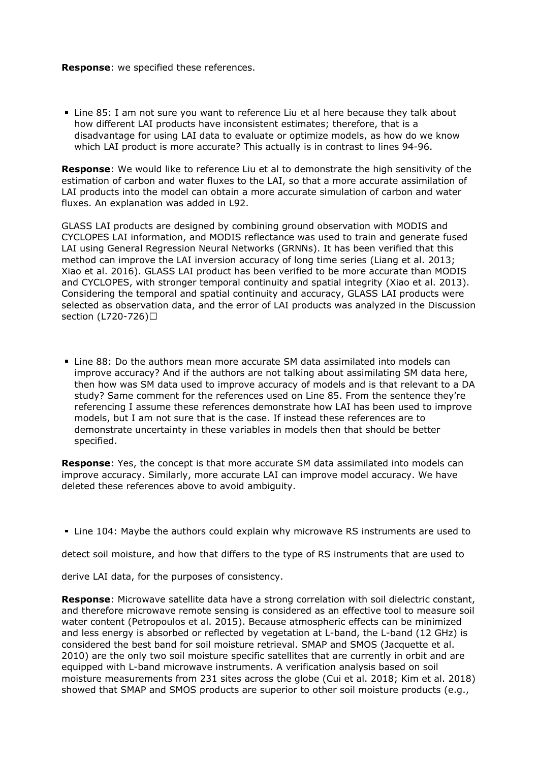**Response**: we specified these references.

- Line 85: I am not sure you want to reference Liu et al here because they talk about how different LAI products have inconsistent estimates; therefore, that is a disadvantage for using LAI data to evaluate or optimize models, as how do we know which LAI product is more accurate? This actually is in contrast to lines 94-96.

**Response**: We would like to reference Liu et al to demonstrate the high sensitivity of the estimation of carbon and water fluxes to the LAI, so that a more accurate assimilation of LAI products into the model can obtain a more accurate simulation of carbon and water fluxes. An explanation was added in L92.

GLASS LAI products are designed by combining ground observation with MODIS and CYCLOPES LAI information, and MODIS reflectance was used to train and generate fused LAI using General Regression Neural Networks (GRNNs). It has been verified that this method can improve the LAI inversion accuracy of long time series (Liang et al. 2013; Xiao et al. 2016). GLASS LAI product has been verified to be more accurate than MODIS and CYCLOPES, with stronger temporal continuity and spatial integrity (Xiao et al. 2013). Considering the temporal and spatial continuity and accuracy, GLASS LAI products were selected as observation data, and the error of LAI products was analyzed in the Discussion section (L720-726)□

- Line 88: Do the authors mean more accurate SM data assimilated into models can improve accuracy? And if the authors are not talking about assimilating SM data here, then how was SM data used to improve accuracy of models and is that relevant to a DA study? Same comment for the references used on Line 85. From the sentence they're referencing I assume these references demonstrate how LAI has been used to improve models, but I am not sure that is the case. If instead these references are to demonstrate uncertainty in these variables in models then that should be better specified.

**Response**: Yes, the concept is that more accurate SM data assimilated into models can improve accuracy. Similarly, more accurate LAI can improve model accuracy. We have deleted these references above to avoid ambiguity.

- Line 104: Maybe the authors could explain why microwave RS instruments are used to detect soil moisture, and how that differs to the type of RS instruments that are used to derive LAI data, for the purposes of consistency.

**Response**: Microwave satellite data have a strong correlation with soil dielectric constant, and therefore microwave remote sensing is considered as an effective tool to measure soil water content (Petropoulos et al. 2015). Because atmospheric effects can be minimized and less energy is absorbed or reflected by vegetation at L-band, the L-band (12 GHz) is considered the best band for soil moisture retrieval. SMAP and SMOS (Jacquette et al. 2010) are the only two soil moisture specific satellites that are currently in orbit and are equipped with L-band microwave instruments. A verification analysis based on soil moisture measurements from 231 sites across the globe (Cui et al. 2018; Kim et al. 2018) showed that SMAP and SMOS products are superior to other soil moisture products (e.g.,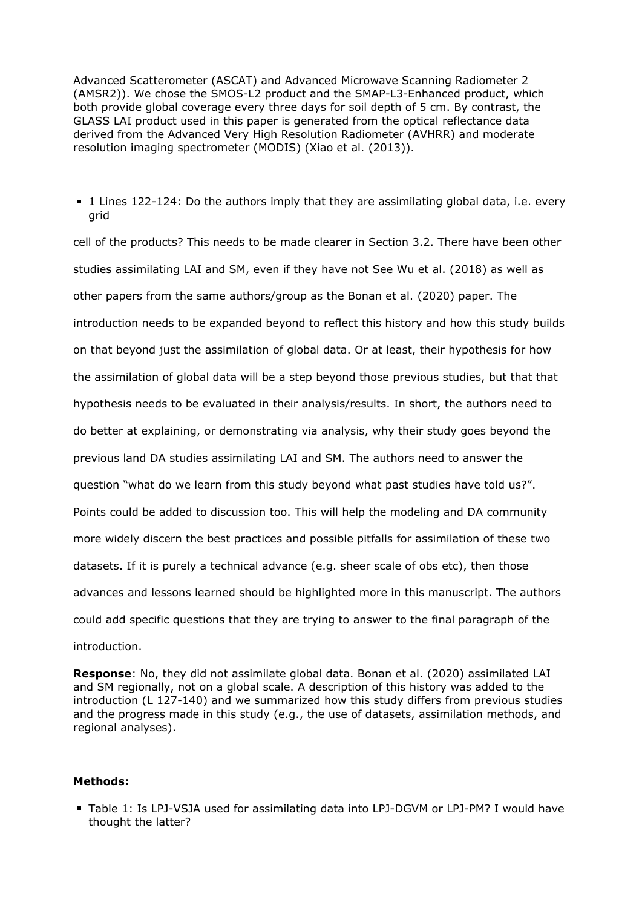Advanced Scatterometer (ASCAT) and Advanced Microwave Scanning Radiometer 2 (AMSR2)). We chose the SMOS-L2 product and the SMAP-L3-Enhanced product, which both provide global coverage every three days for soil depth of 5 cm. By contrast, the GLASS LAI product used in this paper is generated from the optical reflectance data derived from the Advanced Very High Resolution Radiometer (AVHRR) and moderate resolution imaging spectrometer (MODIS) (Xiao et al. (2013)).

- 1 Lines 122-124: Do the authors imply that they are assimilating global data, i.e. every grid

cell of the products? This needs to be made clearer in Section 3.2. There have been other studies assimilating LAI and SM, even if they have not See Wu et al. (2018) as well as other papers from the same authors/group as the Bonan et al. (2020) paper. The introduction needs to be expanded beyond to reflect this history and how this study builds on that beyond just the assimilation of global data. Or at least, their hypothesis for how the assimilation of global data will be a step beyond those previous studies, but that that hypothesis needs to be evaluated in their analysis/results. In short, the authors need to do better at explaining, or demonstrating via analysis, why their study goes beyond the previous land DA studies assimilating LAI and SM. The authors need to answer the question "what do we learn from this study beyond what past studies have told us?". Points could be added to discussion too. This will help the modeling and DA community more widely discern the best practices and possible pitfalls for assimilation of these two datasets. If it is purely a technical advance (e.g. sheer scale of obs etc), then those advances and lessons learned should be highlighted more in this manuscript. The authors could add specific questions that they are trying to answer to the final paragraph of the introduction.

**Response**: No, they did not assimilate global data. Bonan et al. (2020) assimilated LAI and SM regionally, not on a global scale. A description of this history was added to the introduction (L 127-140) and we summarized how this study differs from previous studies and the progress made in this study (e.g., the use of datasets, assimilation methods, and regional analyses).

**Methods:**

- Table 1: Is LPJ-VSJA used for assimilating data into LPJ-DGVM or LPJ-PM? I would have thought the latter?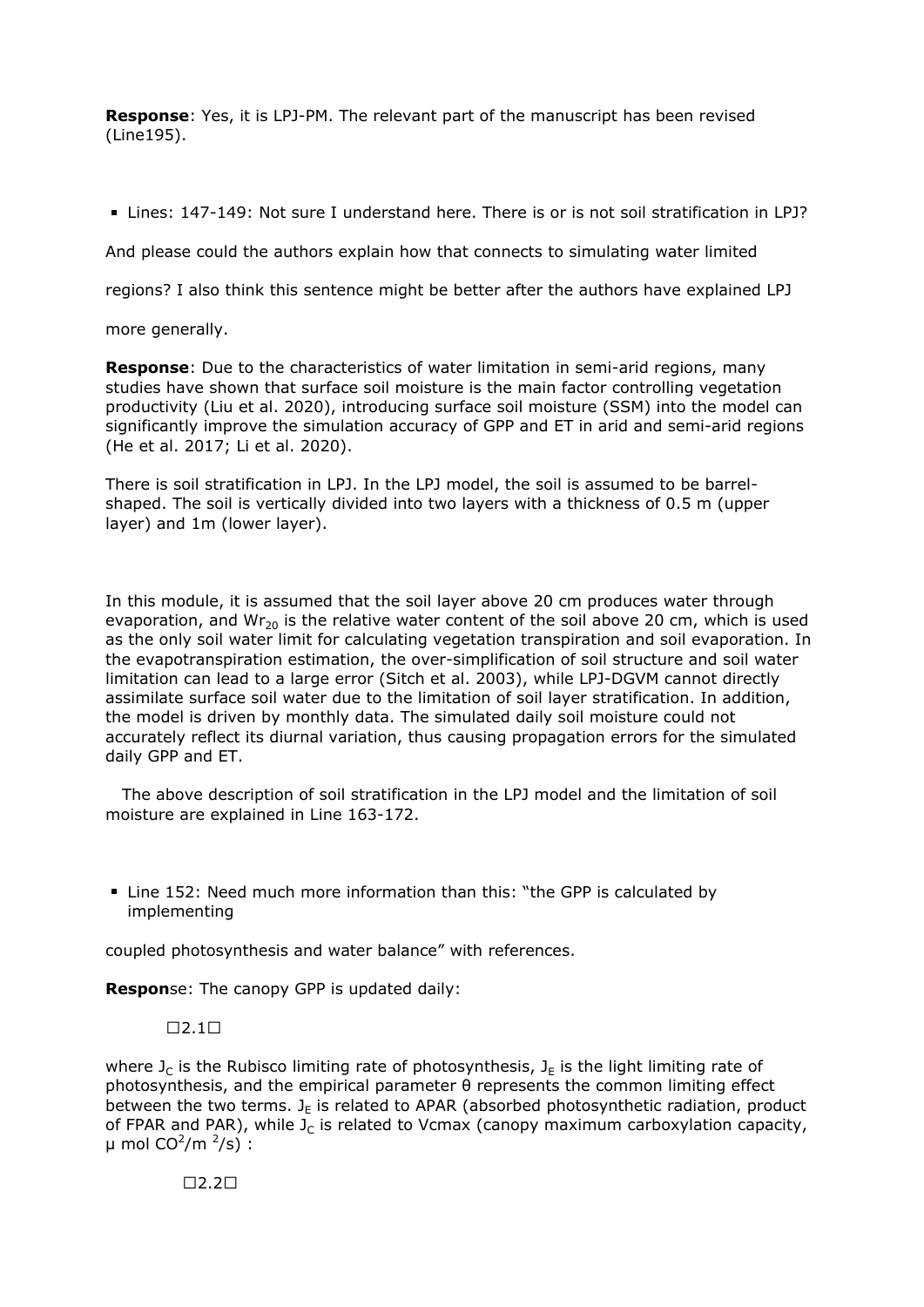**Response**: Yes, it is LPJ-PM. The relevant part of the manuscript has been revised (Line195).

- Lines: 147-149: Not sure I understand here. There is or is not soil stratification in LPJ?

And please could the authors explain how that connects to simulating water limited

regions? I also think this sentence might be better after the authors have explained LPJ

more generally.

**Response**: Due to the characteristics of water limitation in semi-arid regions, many studies have shown that surface soil moisture is the main factor controlling vegetation productivity (Liu et al. 2020), introducing surface soil moisture (SSM) into the model can significantly improve the simulation accuracy of GPP and ET in arid and semi-arid regions (He et al. 2017; Li et al. 2020).

There is soil stratification in LPJ. In the LPJ model, the soil is assumed to be barrel-shaped. The soil is vertically divided into two layers with a thickness of 0.5 m (upper layer) and 1m (lower layer).

In this module, it is assumed that the soil layer above 20 cm produces water through evaporation, and $Wr_{20}$ is the relative water content of the soil above 20 cm, which is used as the only soil water limit for calculating vegetation transpiration and soil evaporation. In the evapotranspiration estimation, the over-simplification of soil structure and soil water limitation can lead to a large error (Sitch et al. 2003), while LPJ-DGVM cannot directly assimilate surface soil water due to the limitation of soil layer stratification. In addition, the model is driven by monthly data. The simulated daily soil moisture could not accurately reflect its diurnal variation, thus causing propagation errors for the simulated daily GPP and ET.

The above description of soil stratification in the LPJ model and the limitation of soil moisture are explained in Line 163-172.

- Line 152: Need much more information than this: "the GPP is calculated by implementing

coupled photosynthesis and water balance" with references.

**Response**: The canopy GPP is updated daily:

□2.1□

where $J_C$ is the Rubisco limiting rate of photosynthesis, $J_E$ is the light limiting rate of photosynthesis, and the empirical parameter θ represents the common limiting effect between the two terms. $J_E$ is related to APAR (absorbed photosynthetic radiation, product of FPAR and PAR), while $J_C$ is related to Vcmax (canopy maximum carboxylation capacity, μ mol $CO^2/m^2/s$) :

□2.2□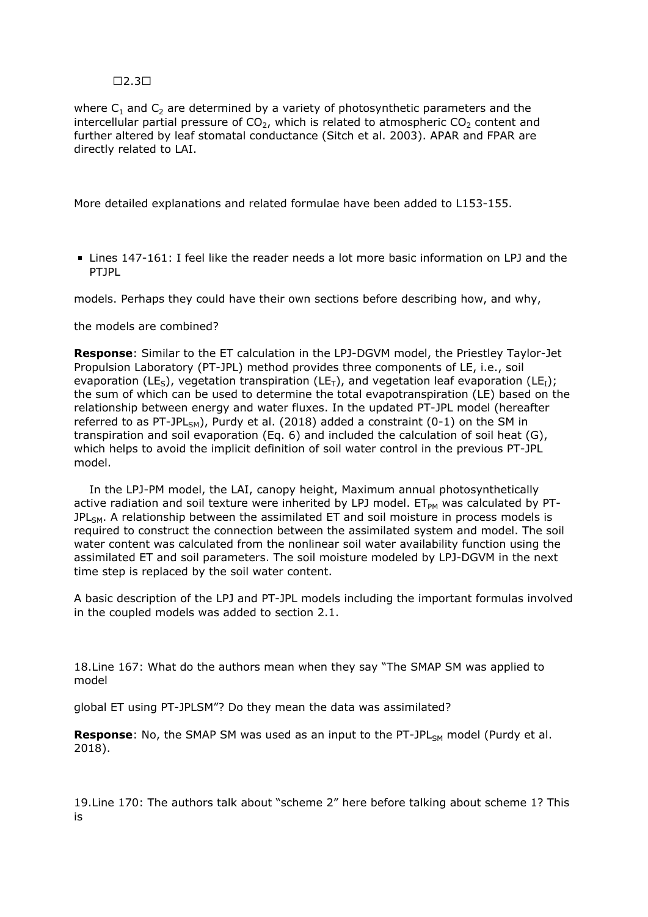□2.3□

where $C_1$ and $C_2$ are determined by a variety of photosynthetic parameters and the intercellular partial pressure of $CO_2$, which is related to atmospheric $CO_2$ content and further altered by leaf stomatal conductance (Sitch et al. 2003). APAR and FPAR are directly related to LAI.

More detailed explanations and related formulae have been added to L153-155.

- Lines 147-161: I feel like the reader needs a lot more basic information on LPJ and the PTJPL

models. Perhaps they could have their own sections before describing how, and why,

the models are combined?

**Response**: Similar to the ET calculation in the LPJ-DGVM model, the Priestley Taylor-Jet Propulsion Laboratory (PT-JPL) method provides three components of LE, i.e., soil evaporation ($LE_S$), vegetation transpiration ($LE_T$), and vegetation leaf evaporation ($LE_I$); the sum of which can be used to determine the total evapotranspiration (LE) based on the relationship between energy and water fluxes. In the updated PT-JPL model (hereafter referred to as PT-$JPL_{SM}$), Purdy et al. (2018) added a constraint (0-1) on the SM in transpiration and soil evaporation (Eq. 6) and included the calculation of soil heat (G), which helps to avoid the implicit definition of soil water control in the previous PT-JPL model.

In the LPJ-PM model, the LAI, canopy height, Maximum annual photosynthetically active radiation and soil texture were inherited by LPJ model. $ET_{PM}$ was calculated by PT-$JPL_{SM}$. A relationship between the assimilated ET and soil moisture in process models is required to construct the connection between the assimilated system and model. The soil water content was calculated from the nonlinear soil water availability function using the assimilated ET and soil parameters. The soil moisture modeled by LPJ-DGVM in the next time step is replaced by the soil water content.

A basic description of the LPJ and PT-JPL models including the important formulas involved in the coupled models was added to section 2.1.

18.Line 167: What do the authors mean when they say "The SMAP SM was applied to model

global ET using PT-JPLSM"? Do they mean the data was assimilated?

**Response**: No, the SMAP SM was used as an input to the PT-$JPL_{SM}$ model (Purdy et al. 2018).

19.Line 170: The authors talk about "scheme 2" here before talking about scheme 1? This is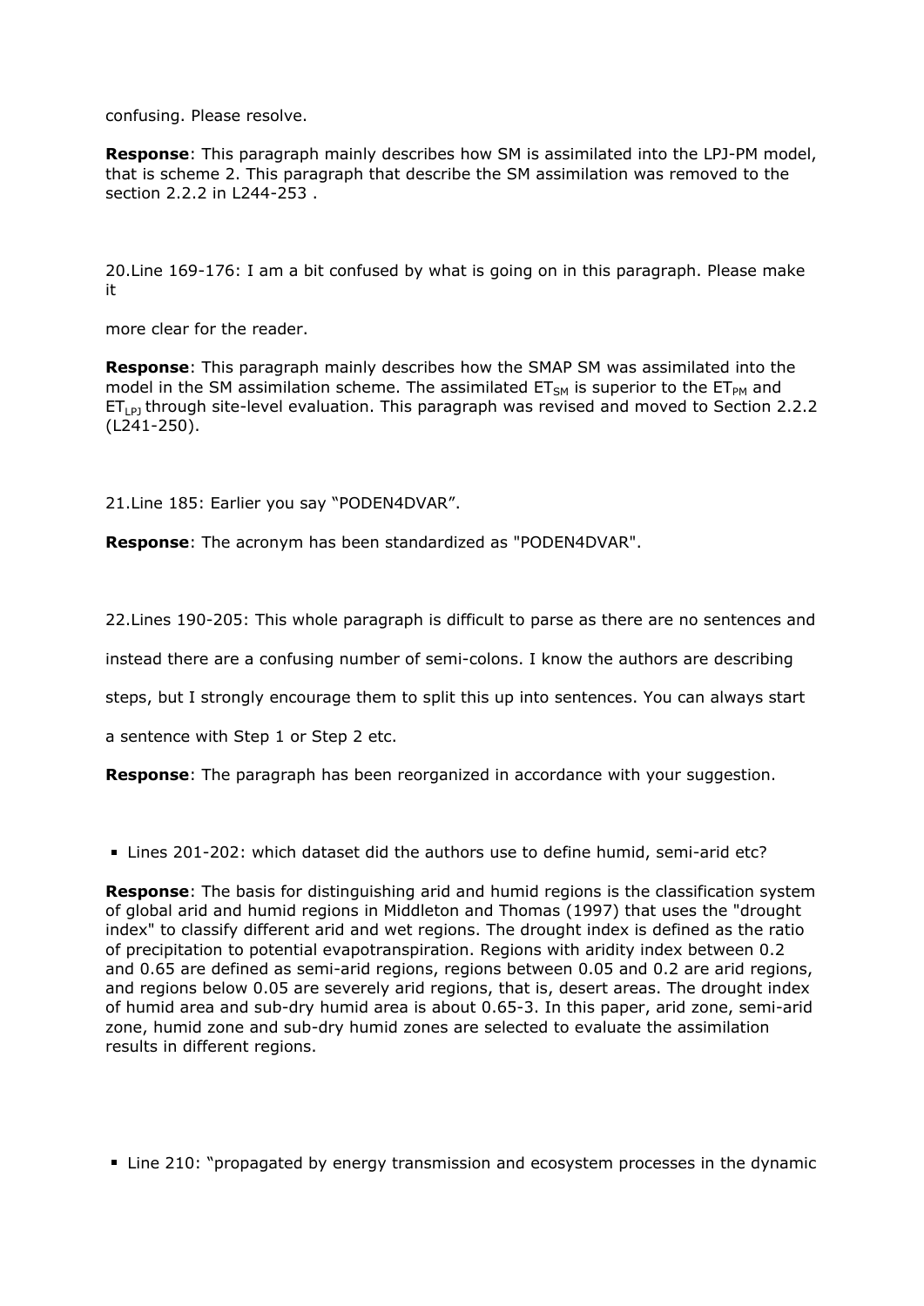confusing. Please resolve.

**Response**: This paragraph mainly describes how SM is assimilated into the LPJ-PM model, that is scheme 2. This paragraph that describe the SM assimilation was removed to the section 2.2.2 in L244-253 .

20.Line 169-176: I am a bit confused by what is going on in this paragraph. Please make it

more clear for the reader.

**Response**: This paragraph mainly describes how the SMAP SM was assimilated into the model in the SM assimilation scheme. The assimilated $ET_{SM}$ is superior to the $ET_{PM}$ and $ET_{LPJ}$ through site-level evaluation. This paragraph was revised and moved to Section 2.2.2 (L241-250).

21.Line 185: Earlier you say "PODEN4DVAR".

**Response**: The acronym has been standardized as "PODEN4DVAR".

22.Lines 190-205: This whole paragraph is difficult to parse as there are no sentences and

instead there are a confusing number of semi-colons. I know the authors are describing

steps, but I strongly encourage them to split this up into sentences. You can always start

a sentence with Step 1 or Step 2 etc.

**Response**: The paragraph has been reorganized in accordance with your suggestion.

- Lines 201-202: which dataset did the authors use to define humid, semi-arid etc?

**Response**: The basis for distinguishing arid and humid regions is the classification system of global arid and humid regions in Middleton and Thomas (1997) that uses the "drought index" to classify different arid and wet regions. The drought index is defined as the ratio of precipitation to potential evapotranspiration. Regions with aridity index between 0.2 and 0.65 are defined as semi-arid regions, regions between 0.05 and 0.2 are arid regions, and regions below 0.05 are severely arid regions, that is, desert areas. The drought index of humid area and sub-dry humid area is about 0.65-3. In this paper, arid zone, semi-arid zone, humid zone and sub-dry humid zones are selected to evaluate the assimilation results in different regions.

- Line 210: "propagated by energy transmission and ecosystem processes in the dynamic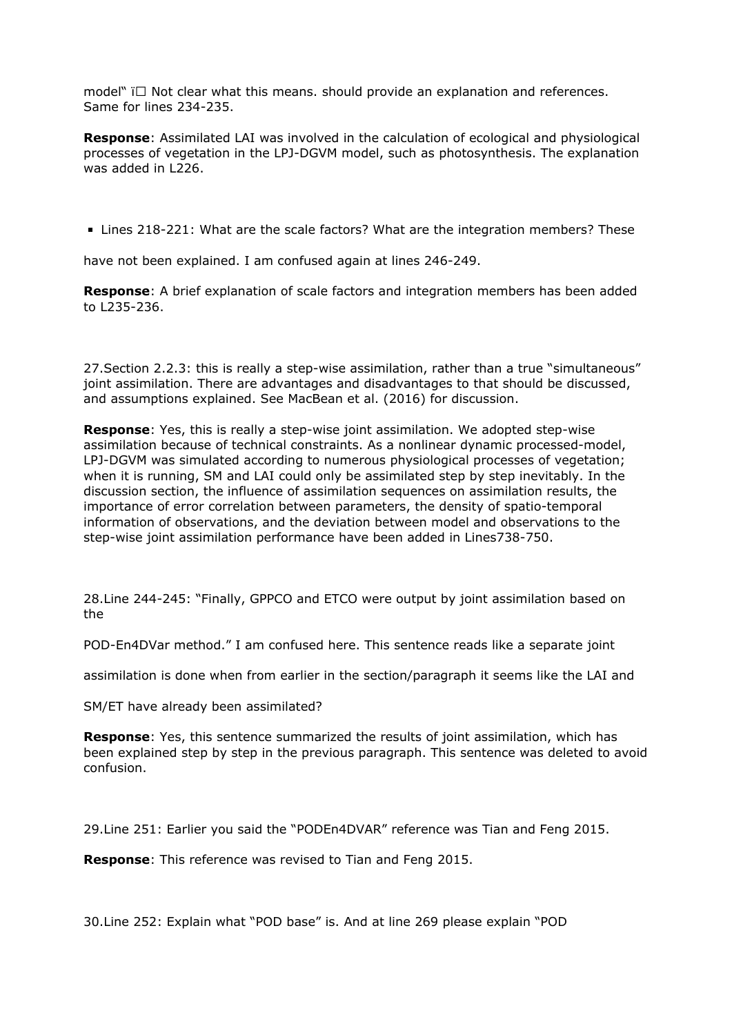model" ï□ Not clear what this means. should provide an explanation and references. Same for lines 234-235.

**Response**: Assimilated LAI was involved in the calculation of ecological and physiological processes of vegetation in the LPJ-DGVM model, such as photosynthesis. The explanation was added in L226.

- Lines 218-221: What are the scale factors? What are the integration members? These

have not been explained. I am confused again at lines 246-249.

**Response**: A brief explanation of scale factors and integration members has been added to L235-236.

27.Section 2.2.3: this is really a step-wise assimilation, rather than a true "simultaneous" joint assimilation. There are advantages and disadvantages to that should be discussed, and assumptions explained. See MacBean et al. (2016) for discussion.

**Response**: Yes, this is really a step-wise joint assimilation. We adopted step-wise assimilation because of technical constraints. As a nonlinear dynamic processed-model, LPJ-DGVM was simulated according to numerous physiological processes of vegetation; when it is running, SM and LAI could only be assimilated step by step inevitably. In the discussion section, the influence of assimilation sequences on assimilation results, the importance of error correlation between parameters, the density of spatio-temporal information of observations, and the deviation between model and observations to the step-wise joint assimilation performance have been added in Lines738-750.

28.Line 244-245: "Finally, GPPCO and ETCO were output by joint assimilation based on the

POD-En4DVar method." I am confused here. This sentence reads like a separate joint

assimilation is done when from earlier in the section/paragraph it seems like the LAI and

SM/ET have already been assimilated?

**Response**: Yes, this sentence summarized the results of joint assimilation, which has been explained step by step in the previous paragraph. This sentence was deleted to avoid confusion.

29.Line 251: Earlier you said the "PODEn4DVAR" reference was Tian and Feng 2015.

**Response**: This reference was revised to Tian and Feng 2015.

30.Line 252: Explain what "POD base" is. And at line 269 please explain "POD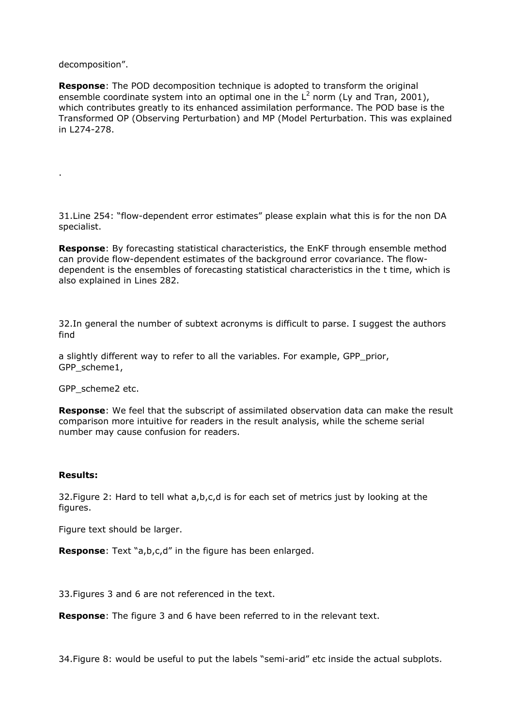decomposition".

**Response**: The POD decomposition technique is adopted to transform the original ensemble coordinate system into an optimal one in the $L^2$ norm (Ly and Tran, 2001), which contributes greatly to its enhanced assimilation performance. The POD base is the Transformed OP (Observing Perturbation) and MP (Model Perturbation. This was explained in L274-278.

.

31.Line 254: "flow-dependent error estimates" please explain what this is for the non DA specialist.

**Response**: By forecasting statistical characteristics, the EnKF through ensemble method can provide flow-dependent estimates of the background error covariance. The flow-dependent is the ensembles of forecasting statistical characteristics in the t time, which is also explained in Lines 282.

32.In general the number of subtext acronyms is difficult to parse. I suggest the authors find

a slightly different way to refer to all the variables. For example, GPP_prior, GPP_scheme1,

GPP_scheme2 etc.

**Response**: We feel that the subscript of assimilated observation data can make the result comparison more intuitive for readers in the result analysis, while the scheme serial number may cause confusion for readers.

**Results:**

32.Figure 2: Hard to tell what a,b,c,d is for each set of metrics just by looking at the figures.

Figure text should be larger.

**Response**: Text "a,b,c,d" in the figure has been enlarged.

33.Figures 3 and 6 are not referenced in the text.

**Response**: The figure 3 and 6 have been referred to in the relevant text.

34.Figure 8: would be useful to put the labels "semi-arid" etc inside the actual subplots.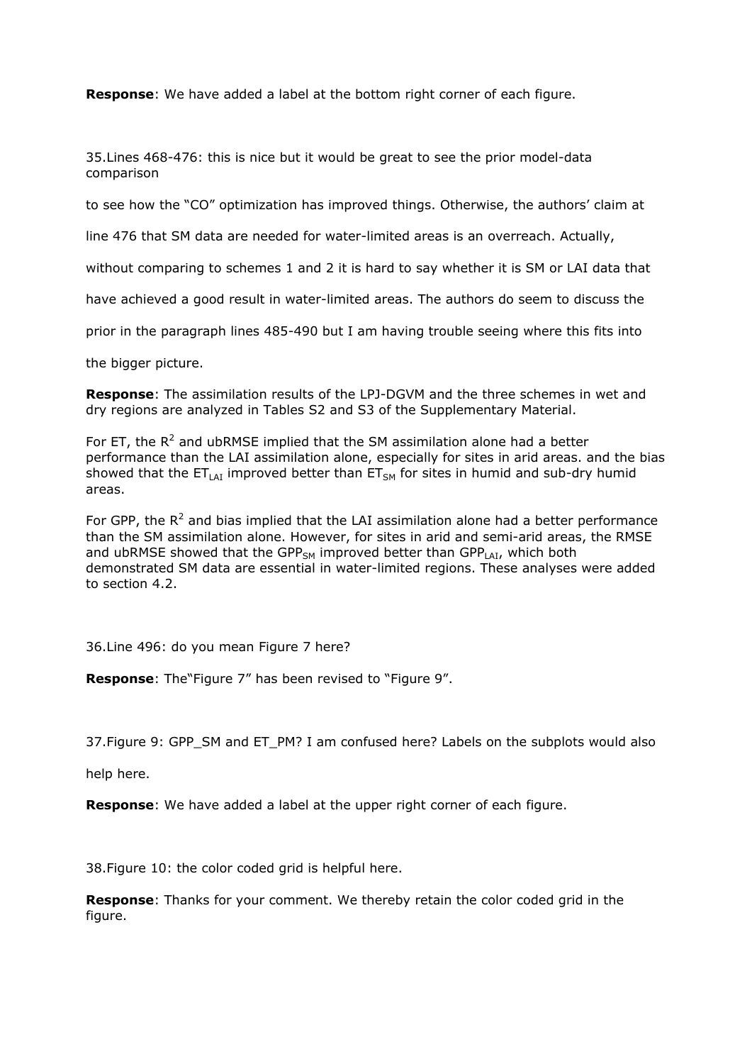**Response**: We have added a label at the bottom right corner of each figure.

35.Lines 468-476: this is nice but it would be great to see the prior model-data comparison

to see how the "CO" optimization has improved things. Otherwise, the authors' claim at

line 476 that SM data are needed for water-limited areas is an overreach. Actually,

without comparing to schemes 1 and 2 it is hard to say whether it is SM or LAI data that

have achieved a good result in water-limited areas. The authors do seem to discuss the

prior in the paragraph lines 485-490 but I am having trouble seeing where this fits into

the bigger picture.

**Response**: The assimilation results of the LPJ-DGVM and the three schemes in wet and dry regions are analyzed in Tables S2 and S3 of the Supplementary Material.

For ET, the $R^2$ and ubRMSE implied that the SM assimilation alone had a better performance than the LAI assimilation alone, especially for sites in arid areas. and the bias showed that the $ET_{LAI}$ improved better than $ET_{SM}$ for sites in humid and sub-dry humid areas.

For GPP, the $R^2$ and bias implied that the LAI assimilation alone had a better performance than the SM assimilation alone. However, for sites in arid and semi-arid areas, the RMSE and ubRMSE showed that the $GPP_{SM}$ improved better than $GPP_{LAI}$, which both demonstrated SM data are essential in water-limited regions. These analyses were added to section 4.2.

36.Line 496: do you mean Figure 7 here?

**Response**: The"Figure 7" has been revised to "Figure 9".

37.Figure 9: GPP_SM and ET_PM? I am confused here? Labels on the subplots would also

help here.

**Response**: We have added a label at the upper right corner of each figure.

38.Figure 10: the color coded grid is helpful here.

**Response**: Thanks for your comment. We thereby retain the color coded grid in the figure.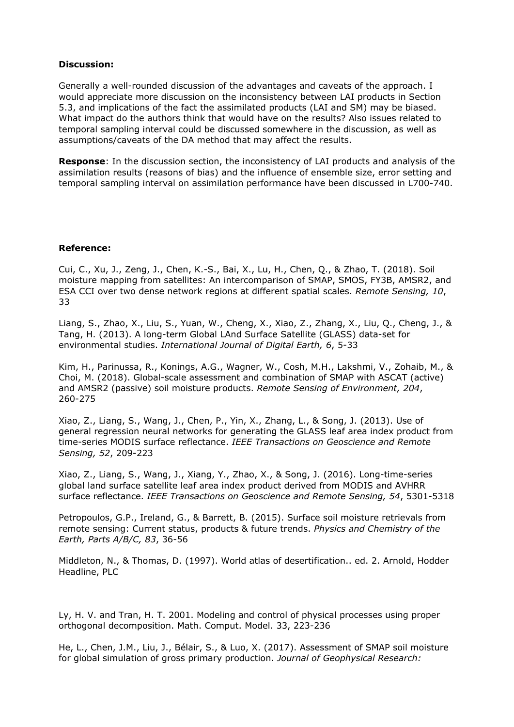**Discussion:**

Generally a well-rounded discussion of the advantages and caveats of the approach. I would appreciate more discussion on the inconsistency between LAI products in Section 5.3, and implications of the fact the assimilated products (LAI and SM) may be biased. What impact do the authors think that would have on the results? Also issues related to temporal sampling interval could be discussed somewhere in the discussion, as well as assumptions/caveats of the DA method that may affect the results.

**Response**: In the discussion section, the inconsistency of LAI products and analysis of the assimilation results (reasons of bias) and the influence of ensemble size, error setting and temporal sampling interval on assimilation performance have been discussed in L700-740.

**Reference:**

Cui, C., Xu, J., Zeng, J., Chen, K.-S., Bai, X., Lu, H., Chen, Q., & Zhao, T. (2018). Soil moisture mapping from satellites: An intercomparison of SMAP, SMOS, FY3B, AMSR2, and ESA CCI over two dense network regions at different spatial scales. *Remote Sensing, 10*, 33

Liang, S., Zhao, X., Liu, S., Yuan, W., Cheng, X., Xiao, Z., Zhang, X., Liu, Q., Cheng, J., & Tang, H. (2013). A long-term Global LAnd Surface Satellite (GLASS) data-set for environmental studies. *International Journal of Digital Earth, 6*, 5-33

Kim, H., Parinussa, R., Konings, A.G., Wagner, W., Cosh, M.H., Lakshmi, V., Zohaib, M., & Choi, M. (2018). Global-scale assessment and combination of SMAP with ASCAT (active) and AMSR2 (passive) soil moisture products. *Remote Sensing of Environment, 204*, 260-275

Xiao, Z., Liang, S., Wang, J., Chen, P., Yin, X., Zhang, L., & Song, J. (2013). Use of general regression neural networks for generating the GLASS leaf area index product from time-series MODIS surface reflectance. *IEEE Transactions on Geoscience and Remote Sensing, 52*, 209-223

Xiao, Z., Liang, S., Wang, J., Xiang, Y., Zhao, X., & Song, J. (2016). Long-time-series global land surface satellite leaf area index product derived from MODIS and AVHRR surface reflectance. *IEEE Transactions on Geoscience and Remote Sensing, 54*, 5301-5318

Petropoulos, G.P., Ireland, G., & Barrett, B. (2015). Surface soil moisture retrievals from remote sensing: Current status, products & future trends. *Physics and Chemistry of the Earth, Parts A/B/C, 83*, 36-56

Middleton, N., & Thomas, D. (1997). World atlas of desertification.. ed. 2. Arnold, Hodder Headline, PLC

Ly, H. V. and Tran, H. T. 2001. Modeling and control of physical processes using proper orthogonal decomposition. Math. Comput. Model. 33, 223-236

He, L., Chen, J.M., Liu, J., Bélair, S., & Luo, X. (2017). Assessment of SMAP soil moisture for global simulation of gross primary production. *Journal of Geophysical Research:*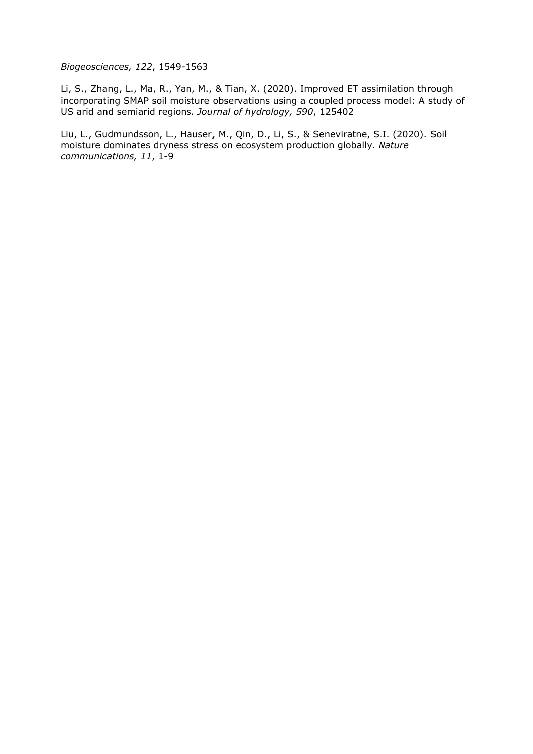*Biogeosciences, 122*, 1549-1563

Li, S., Zhang, L., Ma, R., Yan, M., & Tian, X. (2020). Improved ET assimilation through incorporating SMAP soil moisture observations using a coupled process model: A study of US arid and semiarid regions. *Journal of hydrology, 590*, 125402

Liu, L., Gudmundsson, L., Hauser, M., Qin, D., Li, S., & Seneviratne, S.I. (2020). Soil moisture dominates dryness stress on ecosystem production globally. *Nature communications, 11*, 1-9